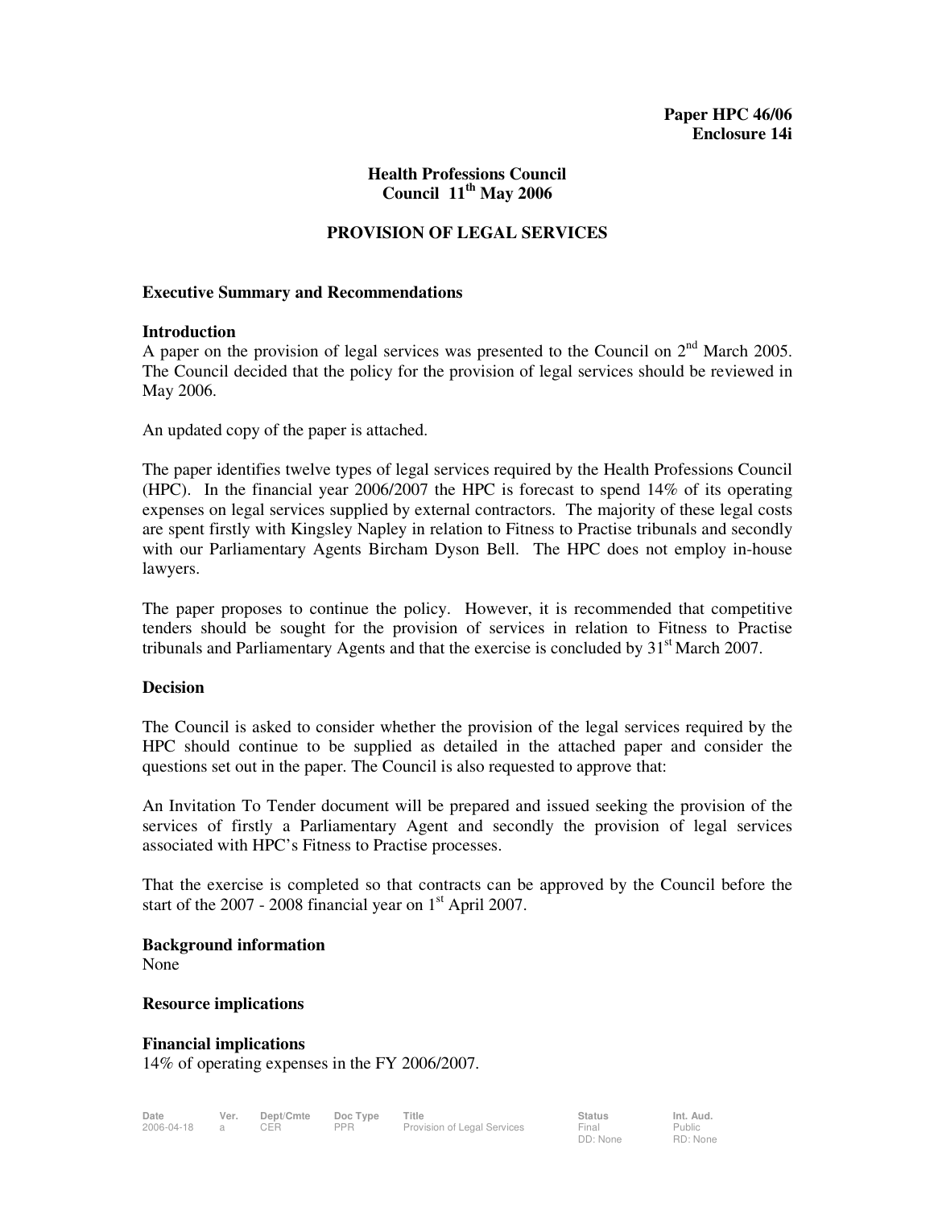**Paper HPC 46/06**
**Enclosure 14i**

**Health Professions Council**
**Council 11th May 2006**

# PROVISION OF LEGAL SERVICES

## Executive Summary and Recommendations

### Introduction

A paper on the provision of legal services was presented to the Council on 2nd March 2005. The Council decided that the policy for the provision of legal services should be reviewed in May 2006.

An updated copy of the paper is attached.

The paper identifies twelve types of legal services required by the Health Professions Council (HPC). In the financial year 2006/2007 the HPC is forecast to spend 14% of its operating expenses on legal services supplied by external contractors. The majority of these legal costs are spent firstly with Kingsley Napley in relation to Fitness to Practise tribunals and secondly with our Parliamentary Agents Bircham Dyson Bell. The HPC does not employ in-house lawyers.

The paper proposes to continue the policy. However, it is recommended that competitive tenders should be sought for the provision of services in relation to Fitness to Practise tribunals and Parliamentary Agents and that the exercise is concluded by 31st March 2007.

### Decision

The Council is asked to consider whether the provision of the legal services required by the HPC should continue to be supplied as detailed in the attached paper and consider the questions set out in the paper. The Council is also requested to approve that:

An Invitation To Tender document will be prepared and issued seeking the provision of the services of firstly a Parliamentary Agent and secondly the provision of legal services associated with HPC's Fitness to Practise processes.

That the exercise is completed so that contracts can be approved by the Council before the start of the 2007 - 2008 financial year on 1st April 2007.

### Background information

None

### Resource implications

### Financial implications

14% of operating expenses in the FY 2006/2007.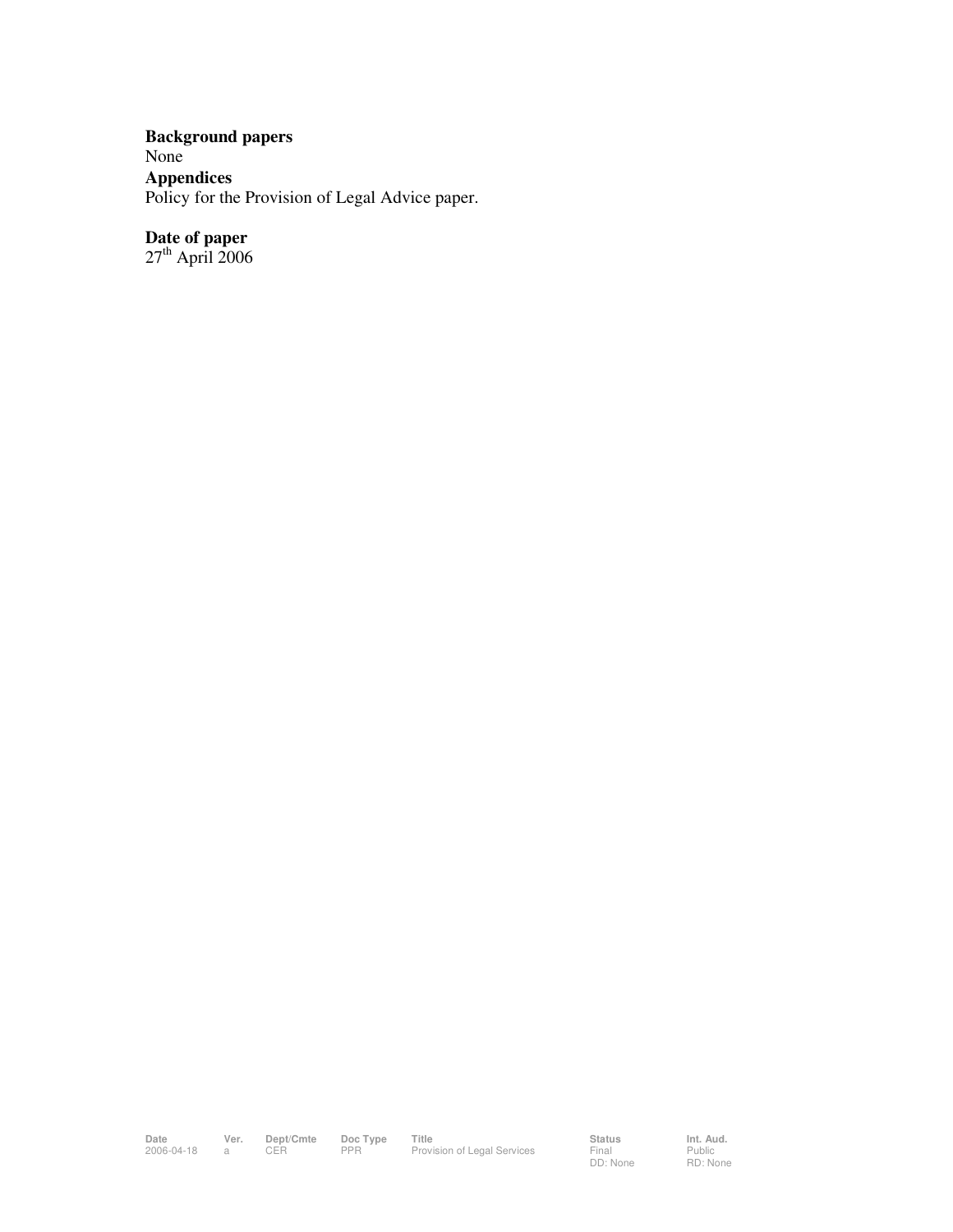**Background papers**
None
**Appendices**
Policy for the Provision of Legal Advice paper.

**Date of paper**
27th April 2006